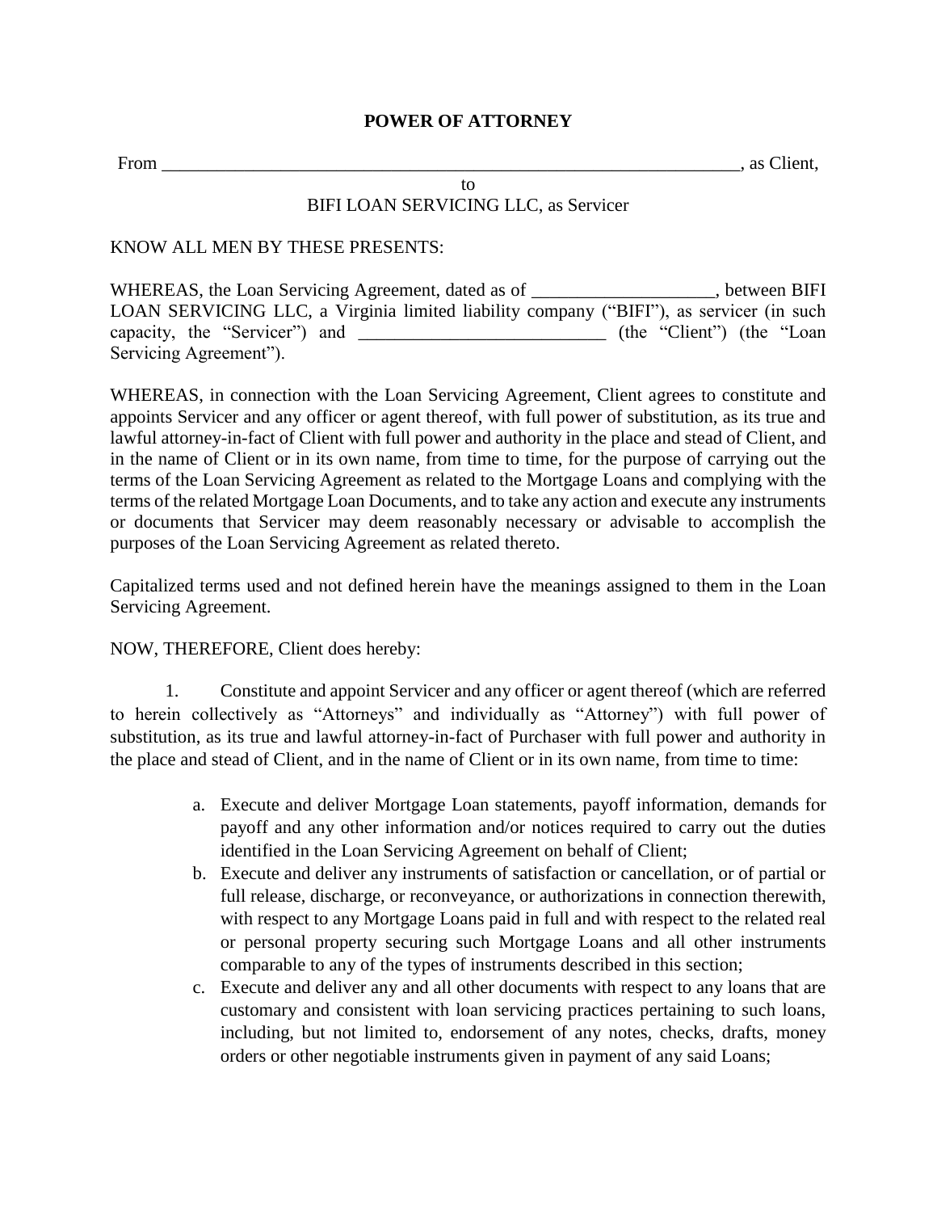# POWER OF ATTORNEY

From ________________________________________________________________, as Client,

to

BIFI LOAN SERVICING LLC, as Servicer

KNOW ALL MEN BY THESE PRESENTS:

WHEREAS, the Loan Servicing Agreement, dated as of ____________________, between BIFI LOAN SERVICING LLC, a Virginia limited liability company ("BIFI"), as servicer (in such capacity, the "Servicer") and ___________________________ (the "Client") (the "Loan Servicing Agreement").

WHEREAS, in connection with the Loan Servicing Agreement, Client agrees to constitute and appoints Servicer and any officer or agent thereof, with full power of substitution, as its true and lawful attorney-in-fact of Client with full power and authority in the place and stead of Client, and in the name of Client or in its own name, from time to time, for the purpose of carrying out the terms of the Loan Servicing Agreement as related to the Mortgage Loans and complying with the terms of the related Mortgage Loan Documents, and to take any action and execute any instruments or documents that Servicer may deem reasonably necessary or advisable to accomplish the purposes of the Loan Servicing Agreement as related thereto.

Capitalized terms used and not defined herein have the meanings assigned to them in the Loan Servicing Agreement.

NOW, THEREFORE, Client does hereby:

1. Constitute and appoint Servicer and any officer or agent thereof (which are referred to herein collectively as "Attorneys" and individually as "Attorney") with full power of substitution, as its true and lawful attorney-in-fact of Purchaser with full power and authority in the place and stead of Client, and in the name of Client or in its own name, from time to time:

   a. Execute and deliver Mortgage Loan statements, payoff information, demands for payoff and any other information and/or notices required to carry out the duties identified in the Loan Servicing Agreement on behalf of Client;
   b. Execute and deliver any instruments of satisfaction or cancellation, or of partial or full release, discharge, or reconveyance, or authorizations in connection therewith, with respect to any Mortgage Loans paid in full and with respect to the related real or personal property securing such Mortgage Loans and all other instruments comparable to any of the types of instruments described in this section;
   c. Execute and deliver any and all other documents with respect to any loans that are customary and consistent with loan servicing practices pertaining to such loans, including, but not limited to, endorsement of any notes, checks, drafts, money orders or other negotiable instruments given in payment of any said Loans;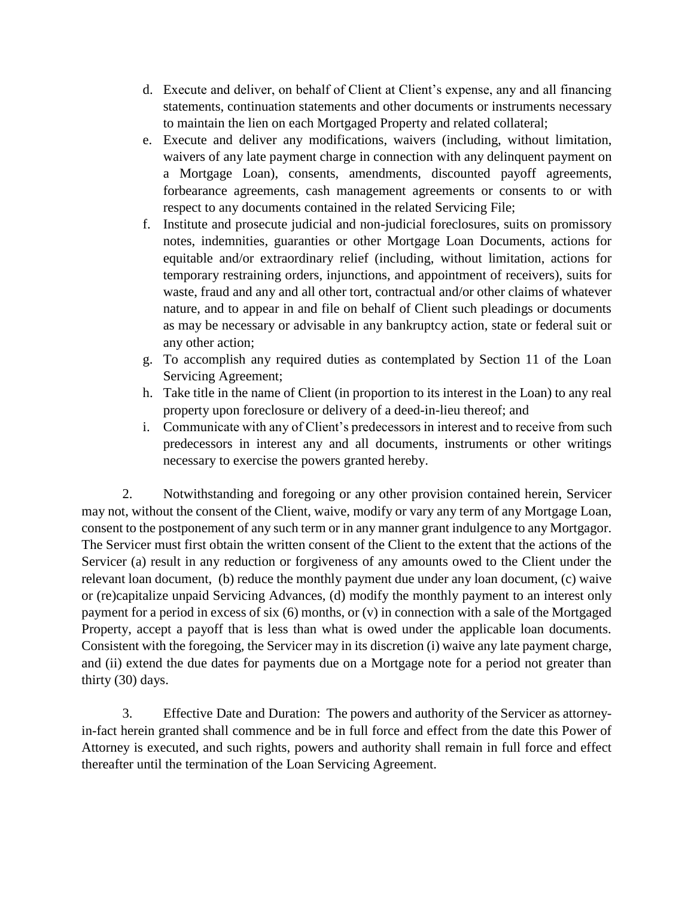d. Execute and deliver, on behalf of Client at Client's expense, any and all financing statements, continuation statements and other documents or instruments necessary to maintain the lien on each Mortgaged Property and related collateral;
e. Execute and deliver any modifications, waivers (including, without limitation, waivers of any late payment charge in connection with any delinquent payment on a Mortgage Loan), consents, amendments, discounted payoff agreements, forbearance agreements, cash management agreements or consents to or with respect to any documents contained in the related Servicing File;
f. Institute and prosecute judicial and non-judicial foreclosures, suits on promissory notes, indemnities, guaranties or other Mortgage Loan Documents, actions for equitable and/or extraordinary relief (including, without limitation, actions for temporary restraining orders, injunctions, and appointment of receivers), suits for waste, fraud and any and all other tort, contractual and/or other claims of whatever nature, and to appear in and file on behalf of Client such pleadings or documents as may be necessary or advisable in any bankruptcy action, state or federal suit or any other action;
g. To accomplish any required duties as contemplated by Section 11 of the Loan Servicing Agreement;
h. Take title in the name of Client (in proportion to its interest in the Loan) to any real property upon foreclosure or delivery of a deed-in-lieu thereof; and
i. Communicate with any of Client's predecessors in interest and to receive from such predecessors in interest any and all documents, instruments or other writings necessary to exercise the powers granted hereby.

2. Notwithstanding and foregoing or any other provision contained herein, Servicer may not, without the consent of the Client, waive, modify or vary any term of any Mortgage Loan, consent to the postponement of any such term or in any manner grant indulgence to any Mortgagor. The Servicer must first obtain the written consent of the Client to the extent that the actions of the Servicer (a) result in any reduction or forgiveness of any amounts owed to the Client under the relevant loan document, (b) reduce the monthly payment due under any loan document, (c) waive or (re)capitalize unpaid Servicing Advances, (d) modify the monthly payment to an interest only payment for a period in excess of six (6) months, or (v) in connection with a sale of the Mortgaged Property, accept a payoff that is less than what is owed under the applicable loan documents. Consistent with the foregoing, the Servicer may in its discretion (i) waive any late payment charge, and (ii) extend the due dates for payments due on a Mortgage note for a period not greater than thirty (30) days.

3. Effective Date and Duration: The powers and authority of the Servicer as attorney-in-fact herein granted shall commence and be in full force and effect from the date this Power of Attorney is executed, and such rights, powers and authority shall remain in full force and effect thereafter until the termination of the Loan Servicing Agreement.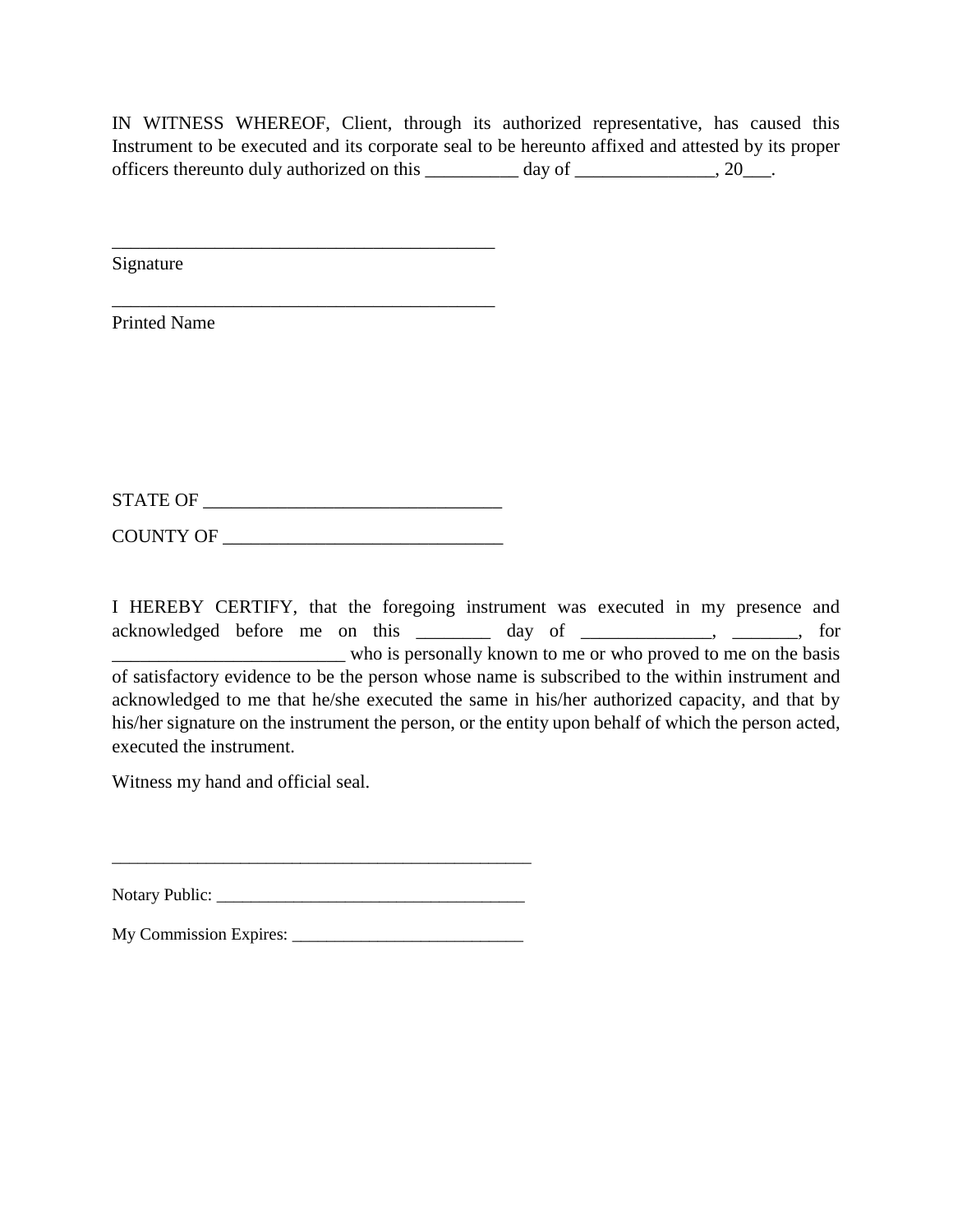IN WITNESS WHEREOF, Client, through its authorized representative, has caused this Instrument to be executed and its corporate seal to be hereunto affixed and attested by its proper officers thereunto duly authorized on this __________ day of _______________, 20___.

__________________________________________

Signature

__________________________________________

Printed Name

STATE OF ________________________________

COUNTY OF ______________________________

I HEREBY CERTIFY, that the foregoing instrument was executed in my presence and acknowledged before me on this ________ day of ______________, _______, for _________________________ who is personally known to me or who proved to me on the basis of satisfactory evidence to be the person whose name is subscribed to the within instrument and acknowledged to me that he/she executed the same in his/her authorized capacity, and that by his/her signature on the instrument the person, or the entity upon behalf of which the person acted, executed the instrument.

Witness my hand and official seal.

_______________________________________________

Notary Public: ____________________________________

My Commission Expires: ___________________________